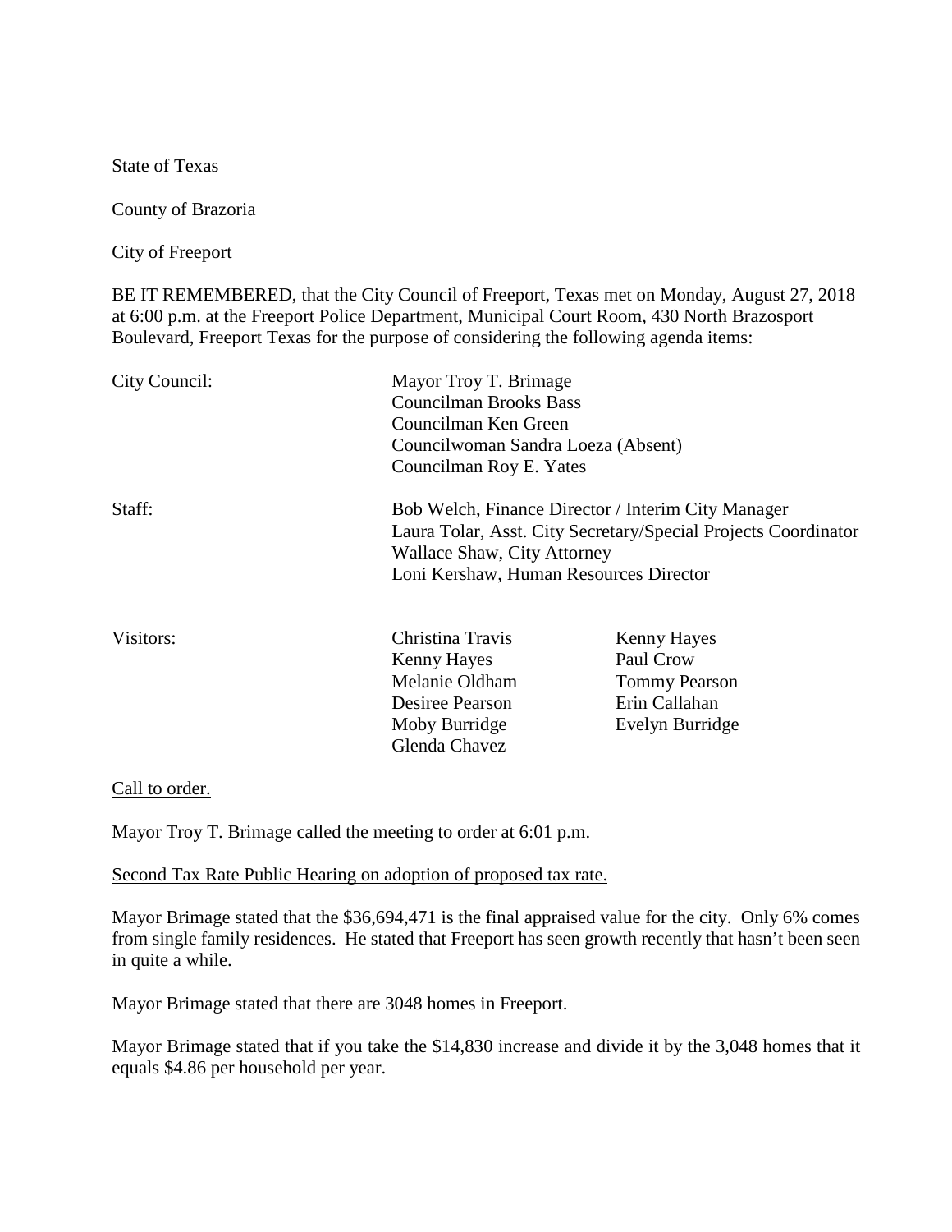State of Texas

County of Brazoria

City of Freeport

BE IT REMEMBERED, that the City Council of Freeport, Texas met on Monday, August 27, 2018 at 6:00 p.m. at the Freeport Police Department, Municipal Court Room, 430 North Brazosport Boulevard, Freeport Texas for the purpose of considering the following agenda items:

| | | |
|---|---|---|
| City Council: | Mayor Troy T. Brimage<br>Councilman Brooks Bass<br>Councilman Ken Green<br>Councilwoman Sandra Loeza (Absent)<br>Councilman Roy E. Yates | |
| Staff: | Bob Welch, Finance Director / Interim City Manager<br>Laura Tolar, Asst. City Secretary/Special Projects Coordinator<br>Wallace Shaw, City Attorney<br>Loni Kershaw, Human Resources Director | |
| Visitors: | Christina Travis<br>Kenny Hayes<br>Melanie Oldham<br>Desiree Pearson<br>Moby Burridge<br>Glenda Chavez | Kenny Hayes<br>Paul Crow<br>Tommy Pearson<br>Erin Callahan<br>Evelyn Burridge |

Call to order.

Mayor Troy T. Brimage called the meeting to order at 6:01 p.m.

Second Tax Rate Public Hearing on adoption of proposed tax rate.

Mayor Brimage stated that the $36,694,471 is the final appraised value for the city. Only 6% comes from single family residences. He stated that Freeport has seen growth recently that hasn't been seen in quite a while.

Mayor Brimage stated that there are 3048 homes in Freeport.

Mayor Brimage stated that if you take the $14,830 increase and divide it by the 3,048 homes that it equals $4.86 per household per year.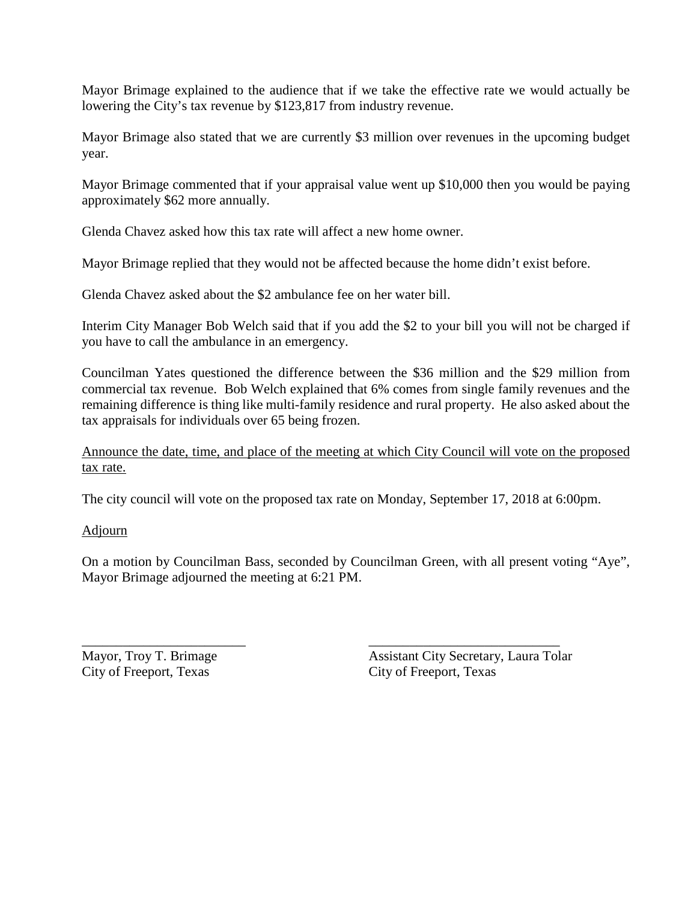Mayor Brimage explained to the audience that if we take the effective rate we would actually be lowering the City's tax revenue by $123,817 from industry revenue.

Mayor Brimage also stated that we are currently $3 million over revenues in the upcoming budget year.

Mayor Brimage commented that if your appraisal value went up $10,000 then you would be paying approximately $62 more annually.

Glenda Chavez asked how this tax rate will affect a new home owner.

Mayor Brimage replied that they would not be affected because the home didn't exist before.

Glenda Chavez asked about the $2 ambulance fee on her water bill.

Interim City Manager Bob Welch said that if you add the $2 to your bill you will not be charged if you have to call the ambulance in an emergency.

Councilman Yates questioned the difference between the $36 million and the $29 million from commercial tax revenue. Bob Welch explained that 6% comes from single family revenues and the remaining difference is thing like multi-family residence and rural property. He also asked about the tax appraisals for individuals over 65 being frozen.

<u>Announce the date, time, and place of the meeting at which City Council will vote on the proposed tax rate.</u>

The city council will vote on the proposed tax rate on Monday, September 17, 2018 at 6:00pm.

<u>Adjourn</u>

On a motion by Councilman Bass, seconded by Councilman Green, with all present voting "Aye", Mayor Brimage adjourned the meeting at 6:21 PM.

\_\_\_\_\_\_\_\_\_\_\_\_\_\_\_\_\_\_\_\_\_\_\_\_\_
Mayor, Troy T. Brimage
City of Freeport, Texas

\_\_\_\_\_\_\_\_\_\_\_\_\_\_\_\_\_\_\_\_\_\_\_\_\_\_\_\_\_
Assistant City Secretary, Laura Tolar
City of Freeport, Texas